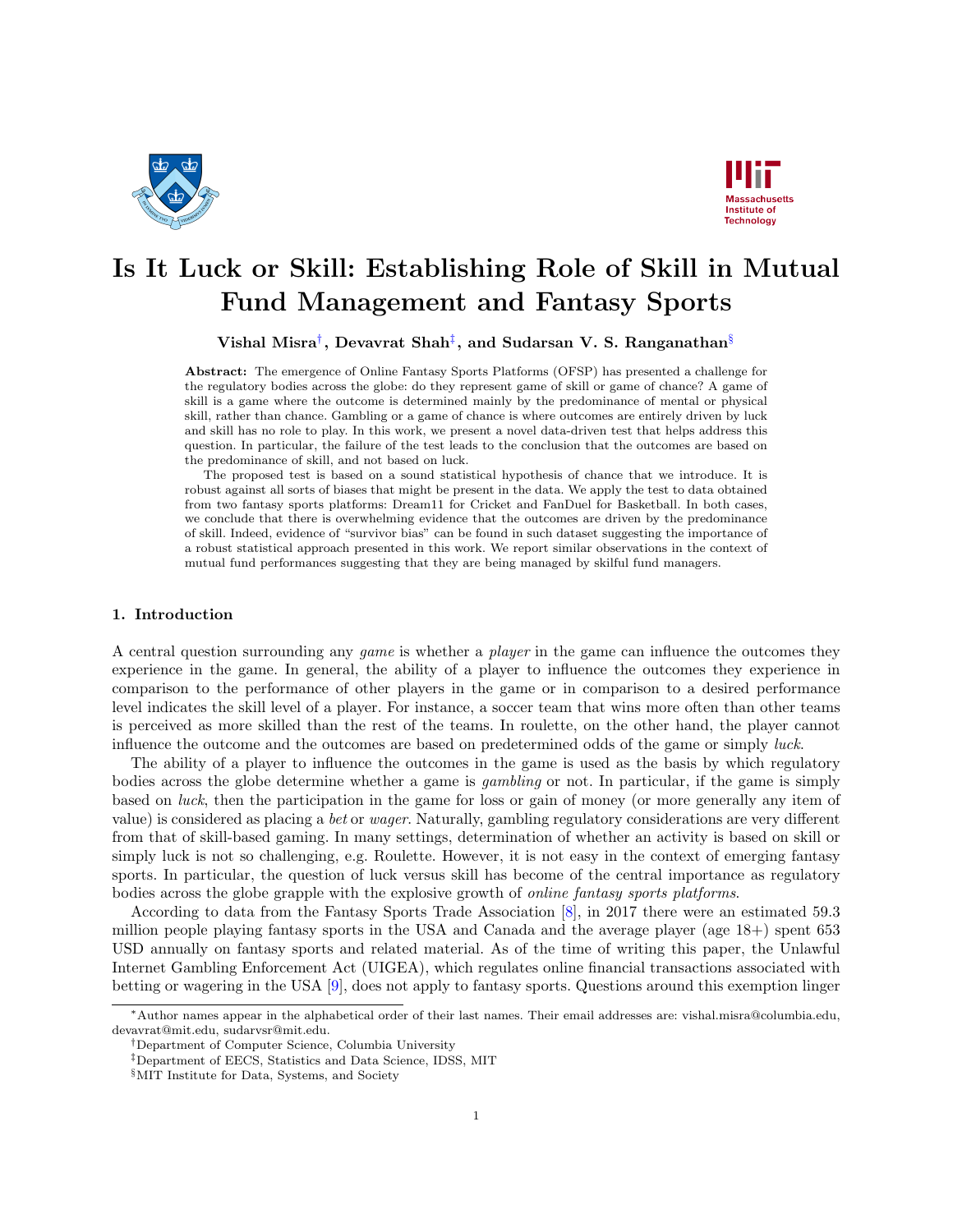# Is It Luck or Skill: Establishing Role of Skill in Mutual Fund Management and Fantasy Sports

**Vishal Misra[†], Devavrat Shah[‡], and Sudarsan V. S. Ranganathan[§]**

**Abstract:** The emergence of Online Fantasy Sports Platforms (OFSP) has presented a challenge for the regulatory bodies across the globe: do they represent game of skill or game of chance? A game of skill is a game where the outcome is determined mainly by the predominance of mental or physical skill, rather than chance. Gambling or a game of chance is where outcomes are entirely driven by luck and skill has no role to play. In this work, we present a novel data-driven test that helps address this question. In particular, the failure of the test leads to the conclusion that the outcomes are based on the predominance of skill, and not based on luck.

The proposed test is based on a sound statistical hypothesis of chance that we introduce. It is robust against all sorts of biases that might be present in the data. We apply the test to data obtained from two fantasy sports platforms: Dream11 for Cricket and FanDuel for Basketball. In both cases, we conclude that there is overwhelming evidence that the outcomes are driven by the predominance of skill. Indeed, evidence of "survivor bias" can be found in such dataset suggesting the importance of a robust statistical approach presented in this work. We report similar observations in the context of mutual fund performances suggesting that they are being managed by skilful fund managers.

## 1. Introduction

A central question surrounding any *game* is whether a *player* in the game can influence the outcomes they experience in the game. In general, the ability of a player to influence the outcomes they experience in comparison to the performance of other players in the game or in comparison to a desired performance level indicates the skill level of a player. For instance, a soccer team that wins more often than other teams is perceived as more skilled than the rest of the teams. In roulette, on the other hand, the player cannot influence the outcome and the outcomes are based on predetermined odds of the game or simply *luck*.

The ability of a player to influence the outcomes in the game is used as the basis by which regulatory bodies across the globe determine whether a game is *gambling* or not. In particular, if the game is simply based on *luck*, then the participation in the game for loss or gain of money (or more generally any item of value) is considered as placing a *bet* or *wager*. Naturally, gambling regulatory considerations are very different from that of skill-based gaming. In many settings, determination of whether an activity is based on skill or simply luck is not so challenging, e.g. Roulette. However, it is not easy in the context of emerging fantasy sports. In particular, the question of luck versus skill has become of the central importance as regulatory bodies across the globe grapple with the explosive growth of *online fantasy sports platforms*.

According to data from the Fantasy Sports Trade Association [8], in 2017 there were an estimated 59.3 million people playing fantasy sports in the USA and Canada and the average player (age 18+) spent 653 USD annually on fantasy sports and related material. As of the time of writing this paper, the Unlawful Internet Gambling Enforcement Act (UIGEA), which regulates online financial transactions associated with betting or wagering in the USA [9], does not apply to fantasy sports. Questions around this exemption linger

---

*Author names appear in the alphabetical order of their last names. Their email addresses are: vishal.misra@columbia.edu, devavrat@mit.edu, sudarvsr@mit.edu.

[†]Department of Computer Science, Columbia University

[‡]Department of EECS, Statistics and Data Science, IDSS, MIT

[§]MIT Institute for Data, Systems, and Society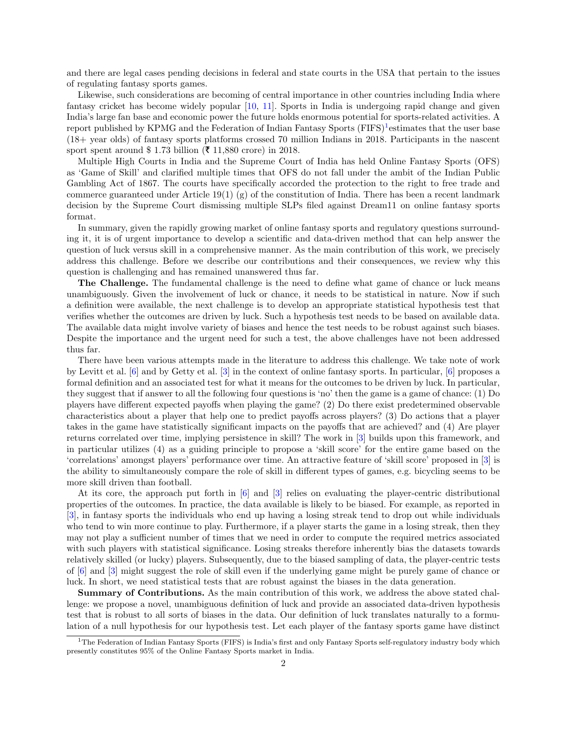and there are legal cases pending decisions in federal and state courts in the USA that pertain to the issues of regulating fantasy sports games.

Likewise, such considerations are becoming of central importance in other countries including India where fantasy cricket has become widely popular [10, 11]. Sports in India is undergoing rapid change and given India's large fan base and economic power the future holds enormous potential for sports-related activities. A report published by KPMG and the Federation of Indian Fantasy Sports (FIFS)[1] estimates that the user base (18+ year olds) of fantasy sports platforms crossed 70 million Indians in 2018. Participants in the nascent sport spent around \$ 1.73 billion (₹ 11,880 crore) in 2018.

Multiple High Courts in India and the Supreme Court of India has held Online Fantasy Sports (OFS) as 'Game of Skill' and clarified multiple times that OFS do not fall under the ambit of the Indian Public Gambling Act of 1867. The courts have specifically accorded the protection to the right to free trade and commerce guaranteed under Article 19(1) (g) of the constitution of India. There has been a recent landmark decision by the Supreme Court dismissing multiple SLPs filed against Dream11 on online fantasy sports format.

In summary, given the rapidly growing market of online fantasy sports and regulatory questions surrounding it, it is of urgent importance to develop a scientific and data-driven method that can help answer the question of luck versus skill in a comprehensive manner. As the main contribution of this work, we precisely address this challenge. Before we describe our contributions and their consequences, we review why this question is challenging and has remained unanswered thus far.

**The Challenge.** The fundamental challenge is the need to define what game of chance or luck means unambiguously. Given the involvement of luck or chance, it needs to be statistical in nature. Now if such a definition were available, the next challenge is to develop an appropriate statistical hypothesis test that verifies whether the outcomes are driven by luck. Such a hypothesis test needs to be based on available data. The available data might involve variety of biases and hence the test needs to be robust against such biases. Despite the importance and the urgent need for such a test, the above challenges have not been addressed thus far.

There have been various attempts made in the literature to address this challenge. We take note of work by Levitt et al. [6] and by Getty et al. [3] in the context of online fantasy sports. In particular, [6] proposes a formal definition and an associated test for what it means for the outcomes to be driven by luck. In particular, they suggest that if answer to all the following four questions is 'no' then the game is a game of chance: (1) Do players have different expected payoffs when playing the game? (2) Do there exist predetermined observable characteristics about a player that help one to predict payoffs across players? (3) Do actions that a player takes in the game have statistically significant impacts on the payoffs that are achieved? and (4) Are player returns correlated over time, implying persistence in skill? The work in [3] builds upon this framework, and in particular utilizes (4) as a guiding principle to propose a 'skill score' for the entire game based on the 'correlations' amongst players' performance over time. An attractive feature of 'skill score' proposed in [3] is the ability to simultaneously compare the role of skill in different types of games, e.g. bicycling seems to be more skill driven than football.

At its core, the approach put forth in [6] and [3] relies on evaluating the player-centric distributional properties of the outcomes. In practice, the data available is likely to be biased. For example, as reported in [3], in fantasy sports the individuals who end up having a losing streak tend to drop out while individuals who tend to win more continue to play. Furthermore, if a player starts the game in a losing streak, then they may not play a sufficient number of times that we need in order to compute the required metrics associated with such players with statistical significance. Losing streaks therefore inherently bias the datasets towards relatively skilled (or lucky) players. Subsequently, due to the biased sampling of data, the player-centric tests of [6] and [3] might suggest the role of skill even if the underlying game might be purely game of chance or luck. In short, we need statistical tests that are robust against the biases in the data generation.

**Summary of Contributions.** As the main contribution of this work, we address the above stated challenge: we propose a novel, unambiguous definition of luck and provide an associated data-driven hypothesis test that is robust to all sorts of biases in the data. Our definition of luck translates naturally to a formulation of a null hypothesis for our hypothesis test. Let each player of the fantasy sports game have distinct

[1] The Federation of Indian Fantasy Sports (FIFS) is India's first and only Fantasy Sports self-regulatory industry body which presently constitutes 95% of the Online Fantasy Sports market in India.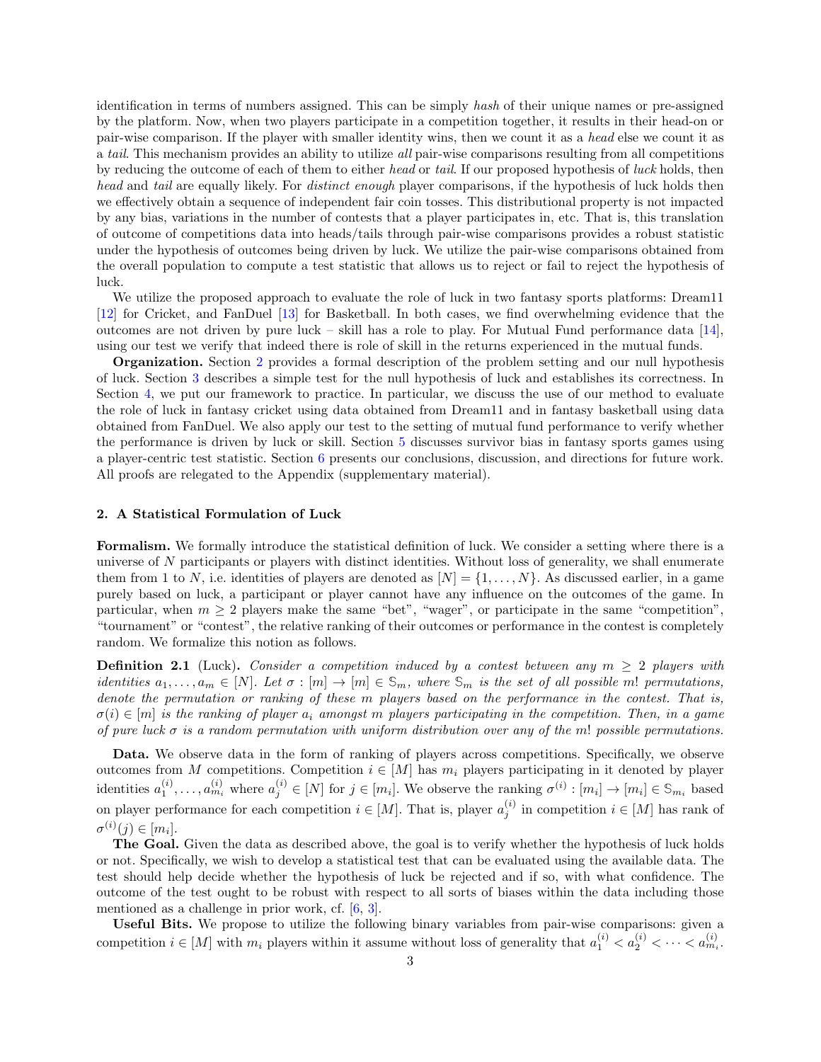identification in terms of numbers assigned. This can be simply *hash* of their unique names or pre-assigned by the platform. Now, when two players participate in a competition together, it results in their head-on or pair-wise comparison. If the player with smaller identity wins, then we count it as a *head* else we count it as a *tail*. This mechanism provides an ability to utilize *all* pair-wise comparisons resulting from all competitions by reducing the outcome of each of them to either *head* or *tail*. If our proposed hypothesis of *luck* holds, then *head* and *tail* are equally likely. For *distinct enough* player comparisons, if the hypothesis of luck holds then we effectively obtain a sequence of independent fair coin tosses. This distributional property is not impacted by any bias, variations in the number of contests that a player participates in, etc. That is, this translation of outcome of competitions data into heads/tails through pair-wise comparisons provides a robust statistic under the hypothesis of outcomes being driven by luck. We utilize the pair-wise comparisons obtained from the overall population to compute a test statistic that allows us to reject or fail to reject the hypothesis of luck.

We utilize the proposed approach to evaluate the role of luck in two fantasy sports platforms: Dream11 [12] for Cricket, and FanDuel [13] for Basketball. In both cases, we find overwhelming evidence that the outcomes are not driven by pure luck – skill has a role to play. For Mutual Fund performance data [14], using our test we verify that indeed there is role of skill in the returns experienced in the mutual funds.

**Organization.** Section 2 provides a formal description of the problem setting and our null hypothesis of luck. Section 3 describes a simple test for the null hypothesis of luck and establishes its correctness. In Section 4, we put our framework to practice. In particular, we discuss the use of our method to evaluate the role of luck in fantasy cricket using data obtained from Dream11 and in fantasy basketball using data obtained from FanDuel. We also apply our test to the setting of mutual fund performance to verify whether the performance is driven by luck or skill. Section 5 discusses survivor bias in fantasy sports games using a player-centric test statistic. Section 6 presents our conclusions, discussion, and directions for future work. All proofs are relegated to the Appendix (supplementary material).

## 2. A Statistical Formulation of Luck

**Formalism.** We formally introduce the statistical definition of luck. We consider a setting where there is a universe of $N$ participants or players with distinct identities. Without loss of generality, we shall enumerate them from 1 to $N$, i.e. identities of players are denoted as $[N] = \{1, \dots, N\}$. As discussed earlier, in a game purely based on luck, a participant or player cannot have any influence on the outcomes of the game. In particular, when $m \geq 2$ players make the same "bet", "wager", or participate in the same "competition", "tournament" or "contest", the relative ranking of their outcomes or performance in the contest is completely random. We formalize this notion as follows.

**Definition 2.1** (Luck)**.** *Consider a competition induced by a contest between any $m \geq 2$ players with identities $a_1, \dots, a_m \in [N]$. Let $\sigma : [m] \to [m] \in \mathbb{S}_m$, where $\mathbb{S}_m$ is the set of all possible $m!$ permutations, denote the permutation or ranking of these $m$ players based on the performance in the contest. That is, $\sigma(i) \in [m]$ is the ranking of player $a_i$ amongst $m$ players participating in the competition. Then, in a game of pure luck $\sigma$ is a random permutation with uniform distribution over any of the $m!$ possible permutations.*

**Data.** We observe data in the form of ranking of players across competitions. Specifically, we observe outcomes from $M$ competitions. Competition $i \in [M]$ has $m_i$ players participating in it denoted by player identities $a_1^{(i)}, \dots, a_{m_i}^{(i)}$ where $a_j^{(i)} \in [N]$ for $j \in [m_i]$. We observe the ranking $\sigma^{(i)} : [m_i] \to [m_i] \in \mathbb{S}_{m_i}$ based on player performance for each competition $i \in [M]$. That is, player $a_j^{(i)}$ in competition $i \in [M]$ has rank of $\sigma^{(i)}(j) \in [m_i]$.

**The Goal.** Given the data as described above, the goal is to verify whether the hypothesis of luck holds or not. Specifically, we wish to develop a statistical test that can be evaluated using the available data. The test should help decide whether the hypothesis of luck be rejected and if so, with what confidence. The outcome of the test ought to be robust with respect to all sorts of biases within the data including those mentioned as a challenge in prior work, cf. [6, 3].

**Useful Bits.** We propose to utilize the following binary variables from pair-wise comparisons: given a competition $i \in [M]$ with $m_i$ players within it assume without loss of generality that $a_1^{(i)} < a_2^{(i)} < \cdots < a_{m_i}^{(i)}$.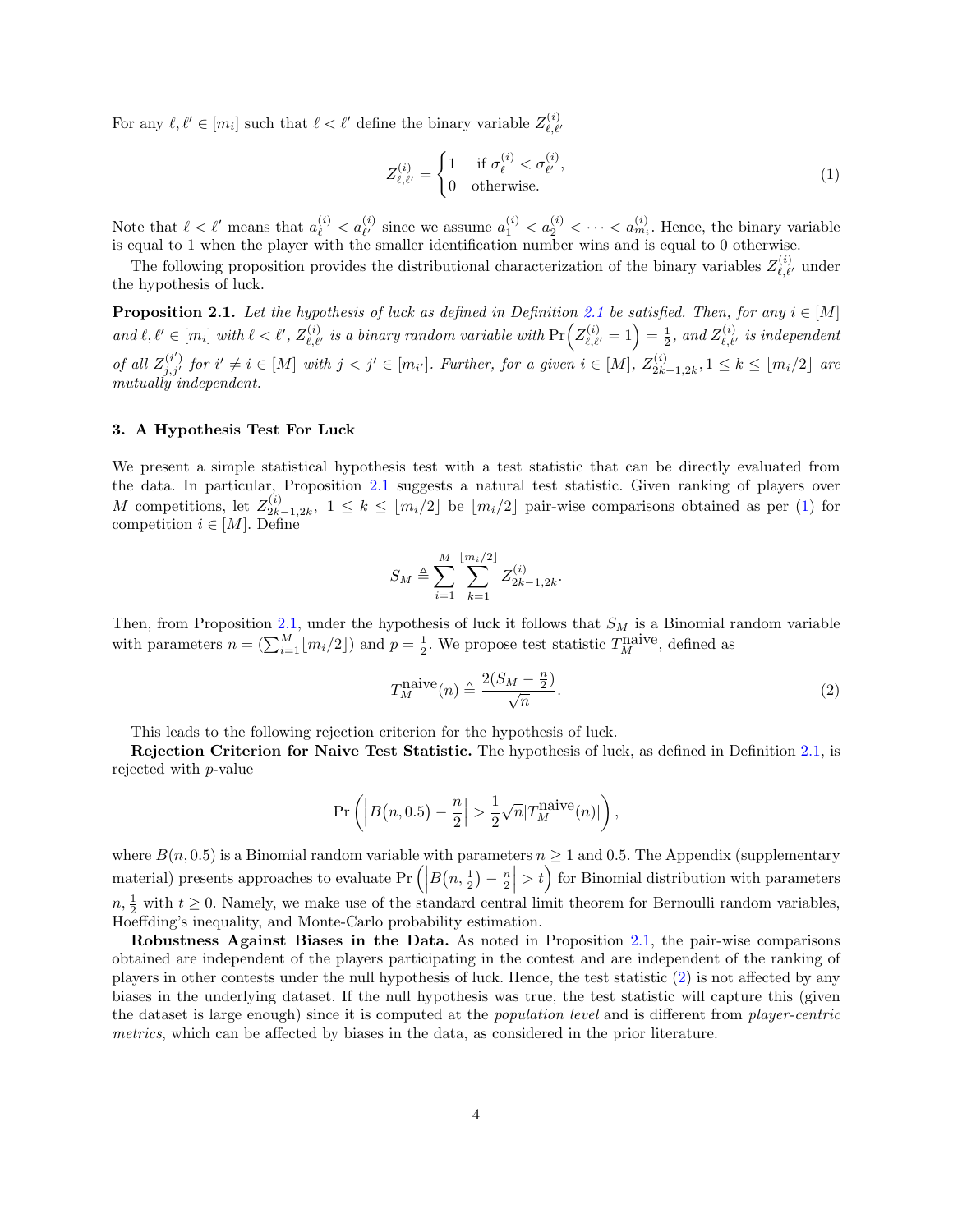For any $\ell, \ell' \in [m_i]$ such that $\ell < \ell'$ define the binary variable $Z^{(i)}_{\ell,\ell'}$

$$
Z^{(i)}_{\ell,\ell'} = \begin{cases} 1 & \text{if } \sigma^{(i)}_{\ell} < \sigma^{(i)}_{\ell'}, \\ 0 & \text{otherwise.} \end{cases} \tag{1}
$$

Note that $\ell < \ell'$ means that $a^{(i)}_{\ell} < a^{(i)}_{\ell'}$ since we assume $a^{(i)}_1 < a^{(i)}_2 < \cdots < a^{(i)}_{m_i}$. Hence, the binary variable is equal to 1 when the player with the smaller identification number wins and is equal to 0 otherwise.

The following proposition provides the distributional characterization of the binary variables $Z^{(i)}_{\ell,\ell'}$ under the hypothesis of luck.

**Proposition 2.1.** *Let the hypothesis of luck as defined in Definition 2.1 be satisfied. Then, for any $i \in [M]$ and $\ell, \ell' \in [m_i]$ with $\ell < \ell'$, $Z^{(i)}_{\ell,\ell'}$ is a binary random variable with $\Pr\left(Z^{(i)}_{\ell,\ell'} = 1\right) = \frac{1}{2}$, and $Z^{(i)}_{\ell,\ell'}$ is independent of all $Z^{(i')}_{j,j'}$ for $i' \neq i \in [M]$ with $j < j' \in [m_{i'}]$. Further, for a given $i \in [M]$, $Z^{(i)}_{2k-1,2k}, 1 \leq k \leq \lfloor m_i/2 \rfloor$ are mutually independent.*

## 3. A Hypothesis Test For Luck

We present a simple statistical hypothesis test with a test statistic that can be directly evaluated from the data. In particular, Proposition 2.1 suggests a natural test statistic. Given ranking of players over $M$ competitions, let $Z^{(i)}_{2k-1,2k}$, $1 \leq k \leq \lfloor m_i/2 \rfloor$ be $\lfloor m_i/2 \rfloor$ pair-wise comparisons obtained as per (1) for competition $i \in [M]$. Define

$$
S_M \triangleq \sum_{i=1}^{M} \sum_{k=1}^{\lfloor m_i/2 \rfloor} Z^{(i)}_{2k-1,2k}.
$$

Then, from Proposition 2.1, under the hypothesis of luck it follows that $S_M$ is a Binomial random variable with parameters $n = (\sum_{i=1}^{M} \lfloor m_i/2 \rfloor)$ and $p = \frac{1}{2}$. We propose test statistic $T^{\text{naive}}_M$, defined as

$$
T^{\text{naive}}_M(n) \triangleq \frac{2(S_M - \frac{n}{2})}{\sqrt{n}}. \tag{2}
$$

This leads to the following rejection criterion for the hypothesis of luck.

**Rejection Criterion for Naive Test Statistic.** The hypothesis of luck, as defined in Definition 2.1, is rejected with $p$-value

$$
\Pr\left( \left| B\big(n, 0.5\big) - \frac{n}{2} \right| > \frac{1}{2}\sqrt{n}|T^{\text{naive}}_M(n)| \right),
$$

where $B(n, 0.5)$ is a Binomial random variable with parameters $n \geq 1$ and 0.5. The Appendix (supplementary material) presents approaches to evaluate $\Pr\left( \left| B\big(n, \frac{1}{2}\big) - \frac{n}{2} \right| > t \right)$ for Binomial distribution with parameters $n, \frac{1}{2}$ with $t \geq 0$. Namely, we make use of the standard central limit theorem for Bernoulli random variables, Hoeffding's inequality, and Monte-Carlo probability estimation.

**Robustness Against Biases in the Data.** As noted in Proposition 2.1, the pair-wise comparisons obtained are independent of the players participating in the contest and are independent of the ranking of players in other contests under the null hypothesis of luck. Hence, the test statistic (2) is not affected by any biases in the underlying dataset. If the null hypothesis was true, the test statistic will capture this (given the dataset is large enough) since it is computed at the *population level* and is different from *player-centric metrics*, which can be affected by biases in the data, as considered in the prior literature.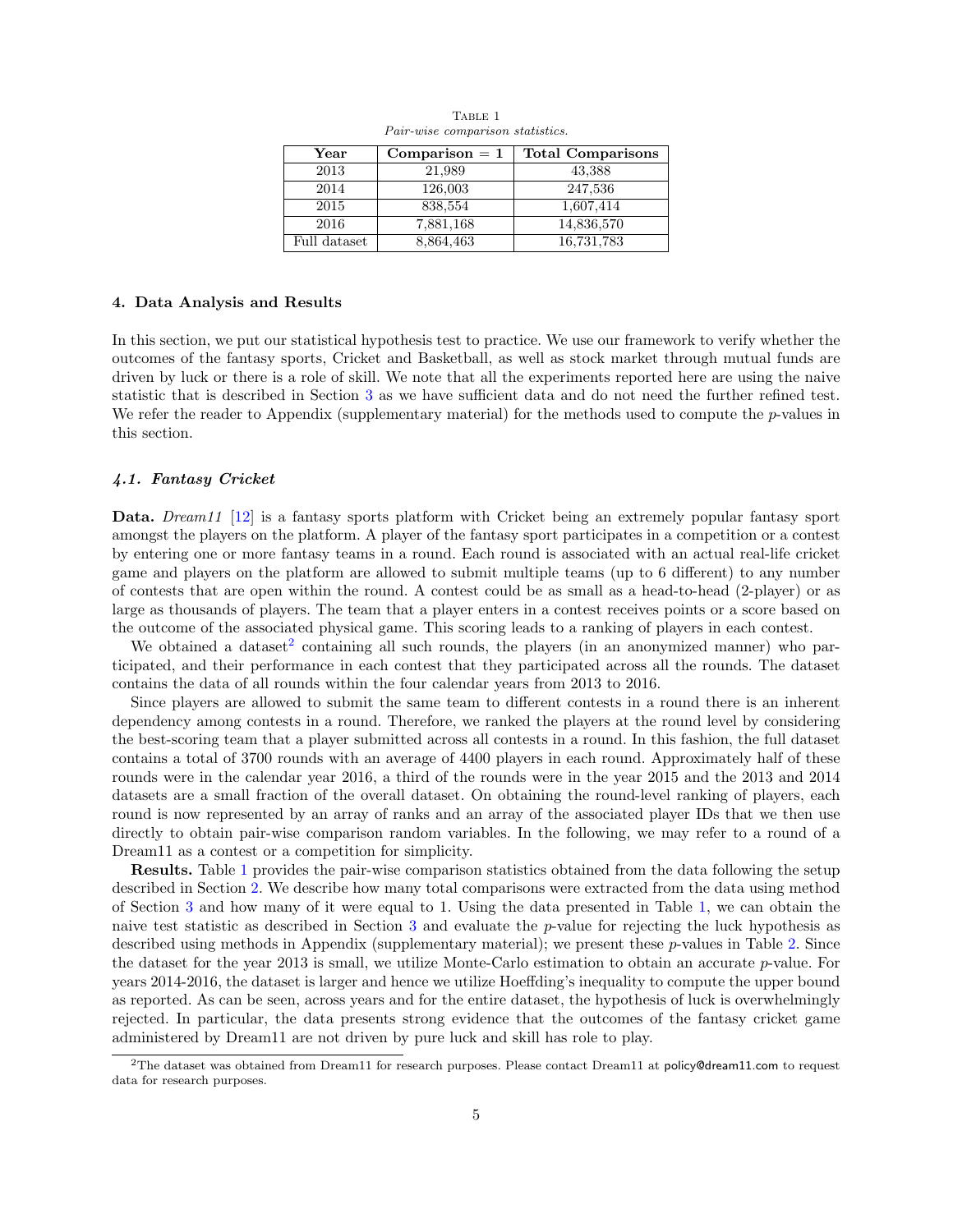Table 1
*Pair-wise comparison statistics.*

| Year | Comparison = 1 | Total Comparisons |
|---|---|---|
| 2013 | 21,989 | 43,388 |
| 2014 | 126,003 | 247,536 |
| 2015 | 838,554 | 1,607,414 |
| 2016 | 7,881,168 | 14,836,570 |
| Full dataset | 8,864,463 | 16,731,783 |

## 4. Data Analysis and Results

In this section, we put our statistical hypothesis test to practice. We use our framework to verify whether the outcomes of the fantasy sports, Cricket and Basketball, as well as stock market through mutual funds are driven by luck or there is a role of skill. We note that all the experiments reported here are using the naive statistic that is described in Section 3 as we have sufficient data and do not need the further refined test. We refer the reader to Appendix (supplementary material) for the methods used to compute the $p$-values in this section.

### *4.1. Fantasy Cricket*

**Data.** *Dream11* [12] is a fantasy sports platform with Cricket being an extremely popular fantasy sport amongst the players on the platform. A player of the fantasy sport participates in a competition or a contest by entering one or more fantasy teams in a round. Each round is associated with an actual real-life cricket game and players on the platform are allowed to submit multiple teams (up to 6 different) to any number of contests that are open within the round. A contest could be as small as a head-to-head (2-player) or as large as thousands of players. The team that a player enters in a contest receives points or a score based on the outcome of the associated physical game. This scoring leads to a ranking of players in each contest.

We obtained a dataset[2] containing all such rounds, the players (in an anonymized manner) who participated, and their performance in each contest that they participated across all the rounds. The dataset contains the data of all rounds within the four calendar years from 2013 to 2016.

Since players are allowed to submit the same team to different contests in a round there is an inherent dependency among contests in a round. Therefore, we ranked the players at the round level by considering the best-scoring team that a player submitted across all contests in a round. In this fashion, the full dataset contains a total of 3700 rounds with an average of 4400 players in each round. Approximately half of these rounds were in the calendar year 2016, a third of the rounds were in the year 2015 and the 2013 and 2014 datasets are a small fraction of the overall dataset. On obtaining the round-level ranking of players, each round is now represented by an array of ranks and an array of the associated player IDs that we then use directly to obtain pair-wise comparison random variables. In the following, we may refer to a round of a Dream11 as a contest or a competition for simplicity.

**Results.** Table 1 provides the pair-wise comparison statistics obtained from the data following the setup described in Section 2. We describe how many total comparisons were extracted from the data using method of Section 3 and how many of it were equal to 1. Using the data presented in Table 1, we can obtain the naive test statistic as described in Section 3 and evaluate the $p$-value for rejecting the luck hypothesis as described using methods in Appendix (supplementary material); we present these $p$-values in Table 2. Since the dataset for the year 2013 is small, we utilize Monte-Carlo estimation to obtain an accurate $p$-value. For years 2014-2016, the dataset is larger and hence we utilize Hoeffding's inequality to compute the upper bound as reported. As can be seen, across years and for the entire dataset, the hypothesis of luck is overwhelmingly rejected. In particular, the data presents strong evidence that the outcomes of the fantasy cricket game administered by Dream11 are not driven by pure luck and skill has role to play.

[2] The dataset was obtained from Dream11 for research purposes. Please contact Dream11 at policy@dream11.com to request data for research purposes.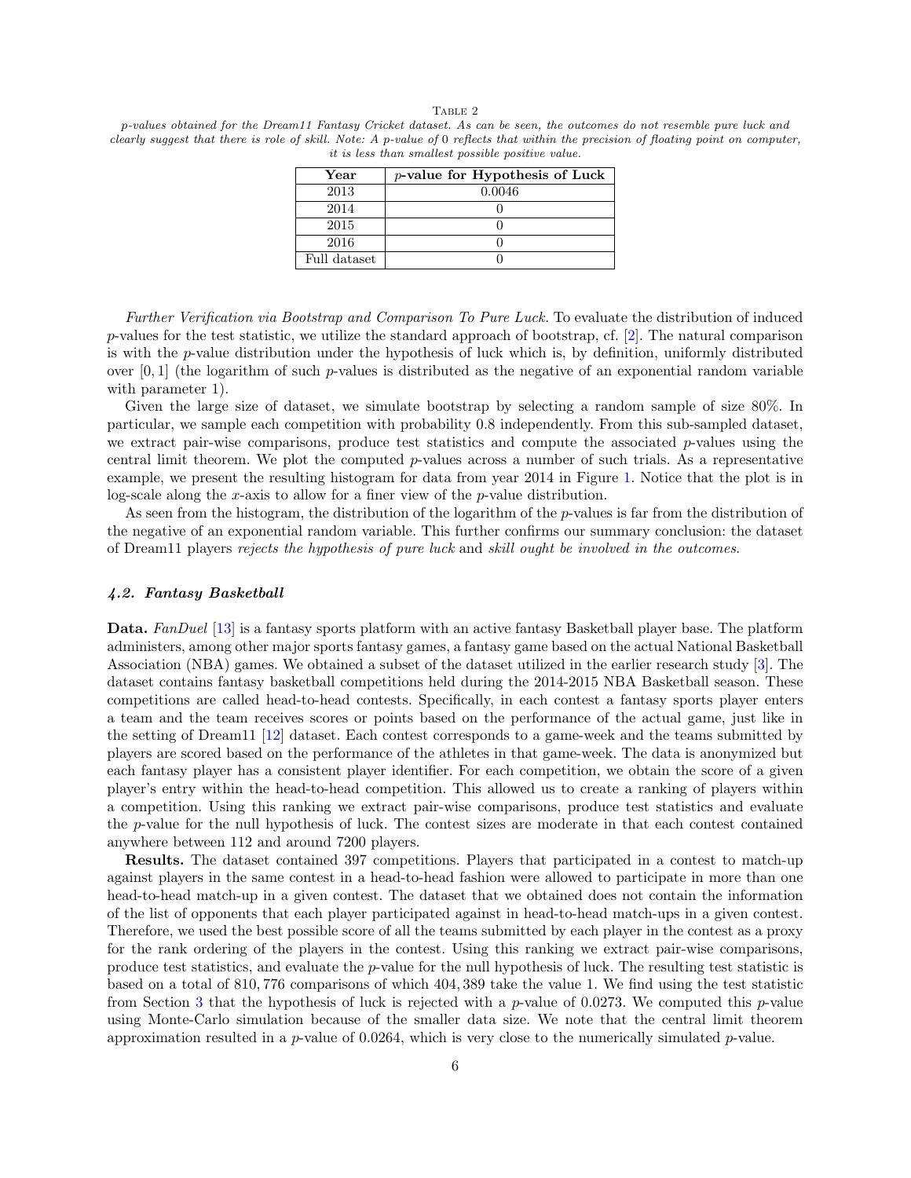Table 2

*p-values obtained for the Dream11 Fantasy Cricket dataset. As can be seen, the outcomes do not resemble pure luck and clearly suggest that there is role of skill. Note: A p-value of 0 reflects that within the precision of floating point on computer, it is less than smallest possible positive value.*

| Year | $p$-value for Hypothesis of Luck |
|---|---|
| 2013 | 0.0046 |
| 2014 | 0 |
| 2015 | 0 |
| 2016 | 0 |
| Full dataset | 0 |

*Further Verification via Bootstrap and Comparison To Pure Luck.* To evaluate the distribution of induced $p$-values for the test statistic, we utilize the standard approach of bootstrap, cf. [2]. The natural comparison is with the $p$-value distribution under the hypothesis of luck which is, by definition, uniformly distributed over $[0, 1]$ (the logarithm of such $p$-values is distributed as the negative of an exponential random variable with parameter 1).

Given the large size of dataset, we simulate bootstrap by selecting a random sample of size 80%. In particular, we sample each competition with probability 0.8 independently. From this sub-sampled dataset, we extract pair-wise comparisons, produce test statistics and compute the associated $p$-values using the central limit theorem. We plot the computed $p$-values across a number of such trials. As a representative example, we present the resulting histogram for data from year 2014 in Figure 1. Notice that the plot is in log-scale along the $x$-axis to allow for a finer view of the $p$-value distribution.

As seen from the histogram, the distribution of the logarithm of the $p$-values is far from the distribution of the negative of an exponential random variable. This further confirms our summary conclusion: the dataset of Dream11 players *rejects the hypothesis of pure luck* and *skill ought be involved in the outcomes*.

### *4.2. Fantasy Basketball*

**Data.** *FanDuel* [13] is a fantasy sports platform with an active fantasy Basketball player base. The platform administers, among other major sports fantasy games, a fantasy game based on the actual National Basketball Association (NBA) games. We obtained a subset of the dataset utilized in the earlier research study [3]. The dataset contains fantasy basketball competitions held during the 2014-2015 NBA Basketball season. These competitions are called head-to-head contests. Specifically, in each contest a fantasy sports player enters a team and the team receives scores or points based on the performance of the actual game, just like in the setting of Dream11 [12] dataset. Each contest corresponds to a game-week and the teams submitted by players are scored based on the performance of the athletes in that game-week. The data is anonymized but each fantasy player has a consistent player identifier. For each competition, we obtain the score of a given player's entry within the head-to-head competition. This allowed us to create a ranking of players within a competition. Using this ranking we extract pair-wise comparisons, produce test statistics and evaluate the $p$-value for the null hypothesis of luck. The contest sizes are moderate in that each contest contained anywhere between 112 and around 7200 players.

**Results.** The dataset contained 397 competitions. Players that participated in a contest to match-up against players in the same contest in a head-to-head fashion were allowed to participate in more than one head-to-head match-up in a given contest. The dataset that we obtained does not contain the information of the list of opponents that each player participated against in head-to-head match-ups in a given contest. Therefore, we used the best possible score of all the teams submitted by each player in the contest as a proxy for the rank ordering of the players in the contest. Using this ranking we extract pair-wise comparisons, produce test statistics, and evaluate the $p$-value for the null hypothesis of luck. The resulting test statistic is based on a total of $810,776$ comparisons of which $404,389$ take the value 1. We find using the test statistic from Section 3 that the hypothesis of luck is rejected with a $p$-value of 0.0273. We computed this $p$-value using Monte-Carlo simulation because of the smaller data size. We note that the central limit theorem approximation resulted in a $p$-value of 0.0264, which is very close to the numerically simulated $p$-value.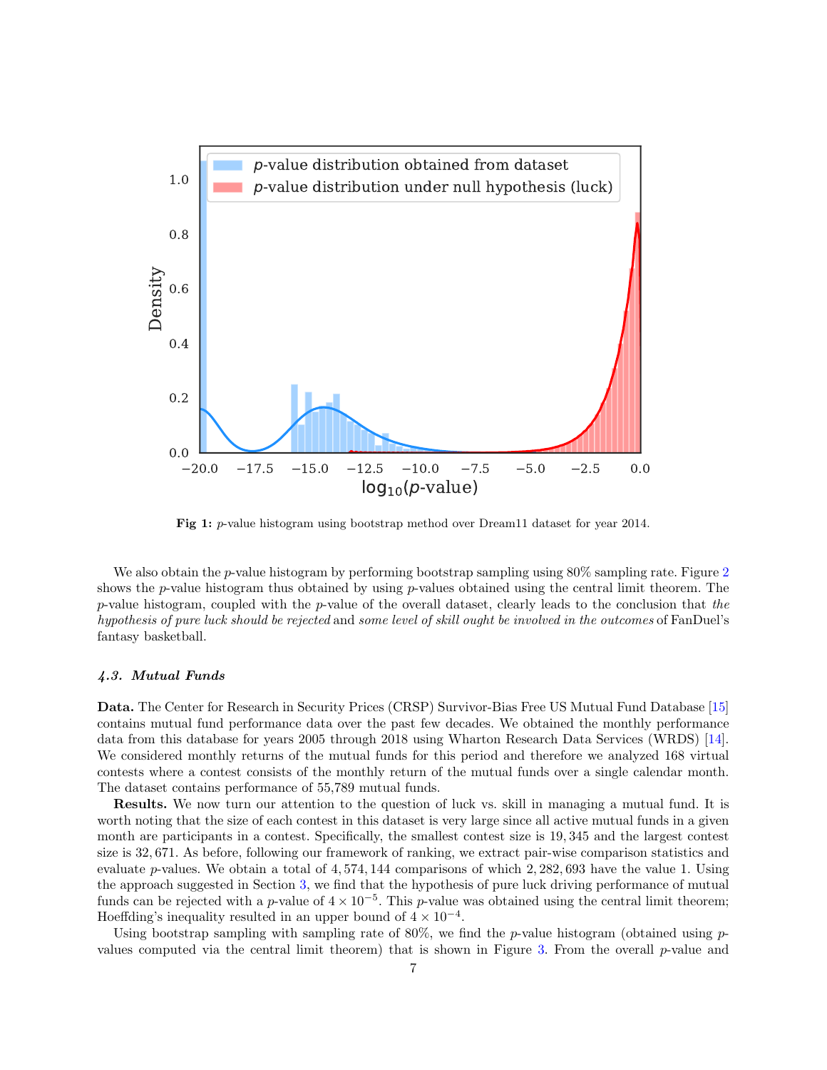**Fig 1:** $p$-value histogram using bootstrap method over Dream11 dataset for year 2014.

We also obtain the $p$-value histogram by performing bootstrap sampling using 80% sampling rate. Figure 2 shows the $p$-value histogram thus obtained by using $p$-values obtained using the central limit theorem. The $p$-value histogram, coupled with the $p$-value of the overall dataset, clearly leads to the conclusion that *the hypothesis of pure luck should be rejected* and *some level of skill ought be involved in the outcomes* of FanDuel's fantasy basketball.

### *4.3. Mutual Funds*

**Data.** The Center for Research in Security Prices (CRSP) Survivor-Bias Free US Mutual Fund Database [15] contains mutual fund performance data over the past few decades. We obtained the monthly performance data from this database for years 2005 through 2018 using Wharton Research Data Services (WRDS) [14]. We considered monthly returns of the mutual funds for this period and therefore we analyzed 168 virtual contests where a contest consists of the monthly return of the mutual funds over a single calendar month. The dataset contains performance of 55,789 mutual funds.

**Results.** We now turn our attention to the question of luck vs. skill in managing a mutual fund. It is worth noting that the size of each contest in this dataset is very large since all active mutual funds in a given month are participants in a contest. Specifically, the smallest contest size is $19,345$ and the largest contest size is $32,671$. As before, following our framework of ranking, we extract pair-wise comparison statistics and evaluate $p$-values. We obtain a total of $4,574,144$ comparisons of which $2,282,693$ have the value 1. Using the approach suggested in Section 3, we find that the hypothesis of pure luck driving performance of mutual funds can be rejected with a $p$-value of $4 \times 10^{-5}$. This $p$-value was obtained using the central limit theorem; Hoeffding's inequality resulted in an upper bound of $4 \times 10^{-4}$.

Using bootstrap sampling with sampling rate of 80%, we find the $p$-value histogram (obtained using $p$-values computed via the central limit theorem) that is shown in Figure 3. From the overall $p$-value and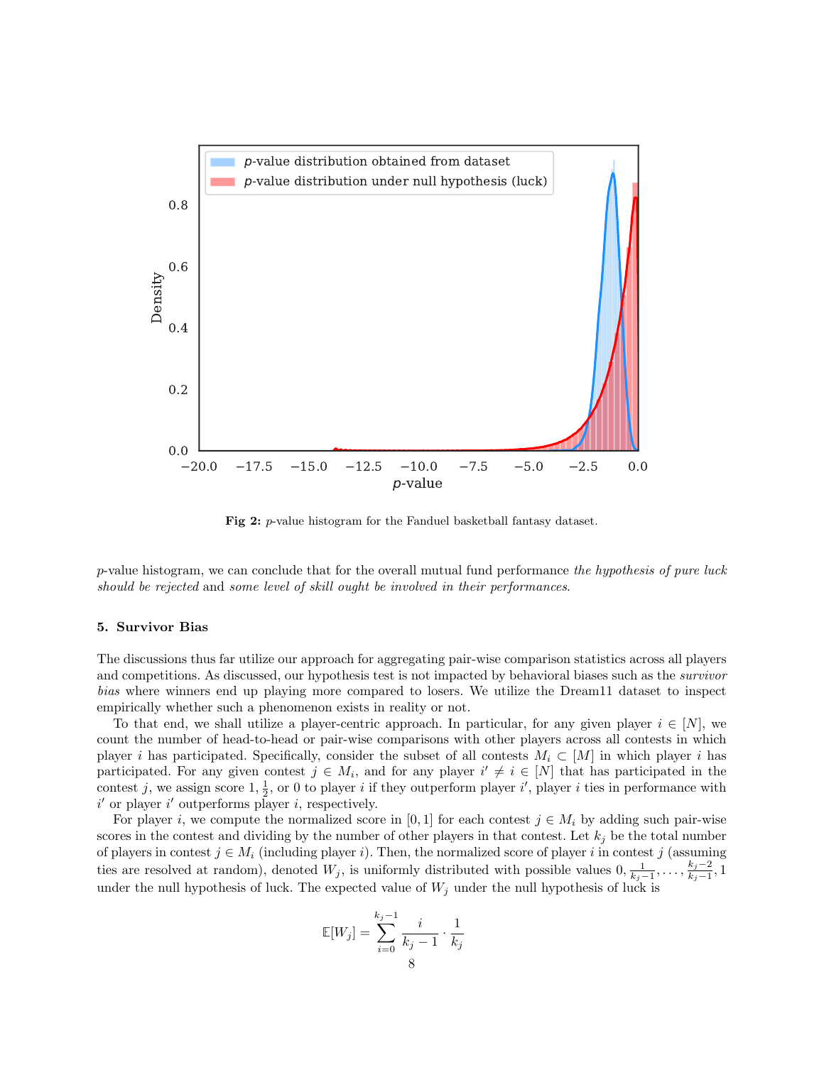**Fig 2:** $p$-value histogram for the Fanduel basketball fantasy dataset.

$p$-value histogram, we can conclude that for the overall mutual fund performance *the hypothesis of pure luck should be rejected* and *some level of skill ought be involved in their performances*.

## 5. Survivor Bias

The discussions thus far utilize our approach for aggregating pair-wise comparison statistics across all players and competitions. As discussed, our hypothesis test is not impacted by behavioral biases such as the *survivor bias* where winners end up playing more compared to losers. We utilize the Dream11 dataset to inspect empirically whether such a phenomenon exists in reality or not.

To that end, we shall utilize a player-centric approach. In particular, for any given player $i \in [N]$, we count the number of head-to-head or pair-wise comparisons with other players across all contests in which player $i$ has participated. Specifically, consider the subset of all contests $M_i \subset [M]$ in which player $i$ has participated. For any given contest $j \in M_i$, and for any player $i' \neq i \in [N]$ that has participated in the contest $j$, we assign score $1, \frac{1}{2}$, or $0$ to player $i$ if they outperform player $i'$, player $i$ ties in performance with $i'$ or player $i'$ outperforms player $i$, respectively.

For player $i$, we compute the normalized score in $[0, 1]$ for each contest $j \in M_i$ by adding such pair-wise scores in the contest and dividing by the number of other players in that contest. Let $k_j$ be the total number of players in contest $j \in M_i$ (including player $i$). Then, the normalized score of player $i$ in contest $j$ (assuming ties are resolved at random), denoted $W_j$, is uniformly distributed with possible values $0, \frac{1}{k_j-1}, \ldots, \frac{k_j-2}{k_j-1}, 1$ under the null hypothesis of luck. The expected value of $W_j$ under the null hypothesis of luck is

$$\mathbb{E}[W_j] = \sum_{i=0}^{k_j-1} \frac{i}{k_j - 1} \cdot \frac{1}{k_j}$$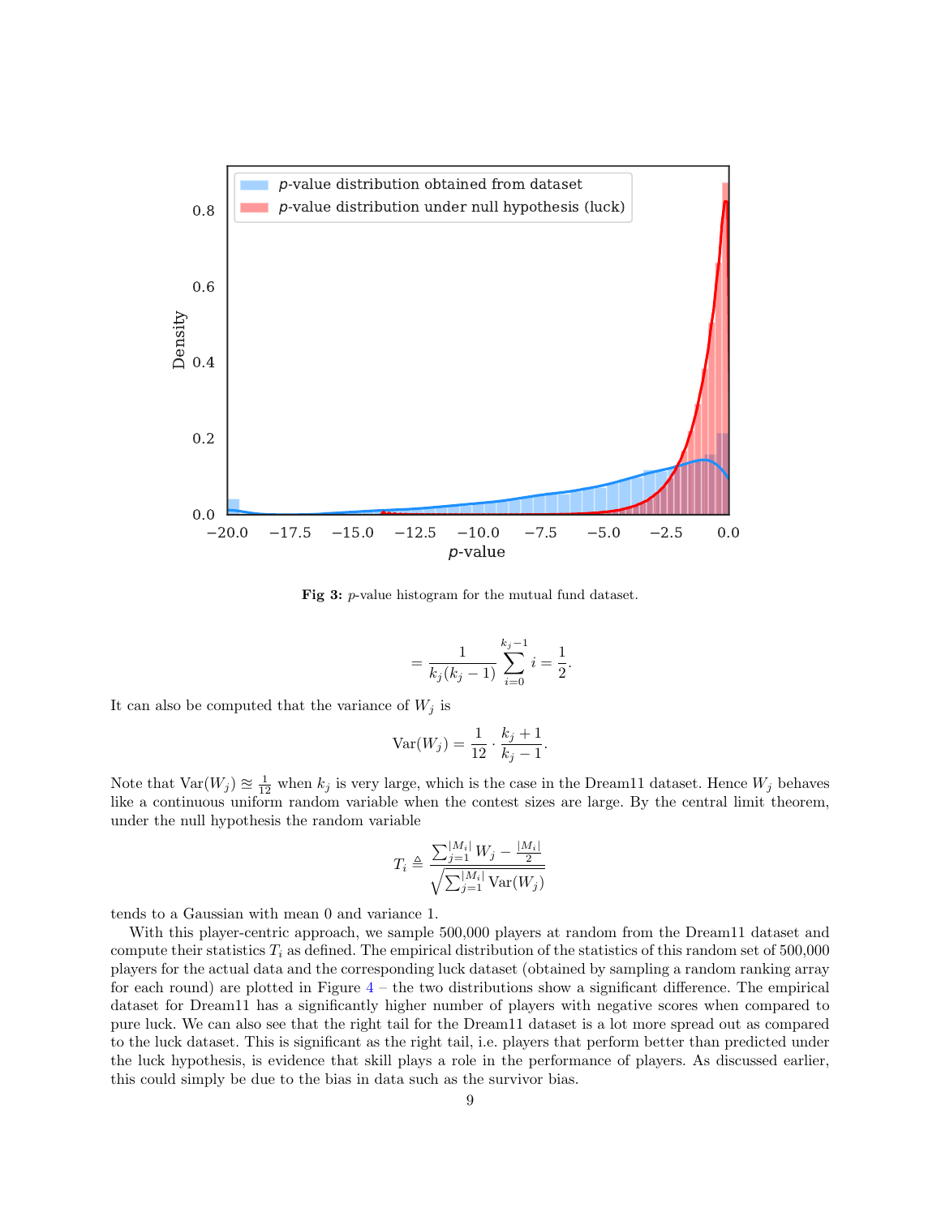**Fig 3:** $p$-value histogram for the mutual fund dataset.

$$= \frac{1}{k_j(k_j-1)} \sum_{i=0}^{k_j-1} i = \frac{1}{2}.$$

It can also be computed that the variance of $W_j$ is

$$\mathrm{Var}(W_j) = \frac{1}{12} \cdot \frac{k_j+1}{k_j-1}.$$

Note that $\mathrm{Var}(W_j) \approxeq \frac{1}{12}$ when $k_j$ is very large, which is the case in the Dream11 dataset. Hence $W_j$ behaves like a continuous uniform random variable when the contest sizes are large. By the central limit theorem, under the null hypothesis the random variable

$$T_i \triangleq \frac{\sum_{j=1}^{|M_i|} W_j - \frac{|M_i|}{2}}{\sqrt{\sum_{j=1}^{|M_i|} \mathrm{Var}(W_j)}}$$

tends to a Gaussian with mean 0 and variance 1.

With this player-centric approach, we sample 500,000 players at random from the Dream11 dataset and compute their statistics $T_i$ as defined. The empirical distribution of the statistics of this random set of 500,000 players for the actual data and the corresponding luck dataset (obtained by sampling a random ranking array for each round) are plotted in Figure 4 – the two distributions show a significant difference. The empirical dataset for Dream11 has a significantly higher number of players with negative scores when compared to pure luck. We can also see that the right tail for the Dream11 dataset is a lot more spread out as compared to the luck dataset. This is significant as the right tail, i.e. players that perform better than predicted under the luck hypothesis, is evidence that skill plays a role in the performance of players. As discussed earlier, this could simply be due to the bias in data such as the survivor bias.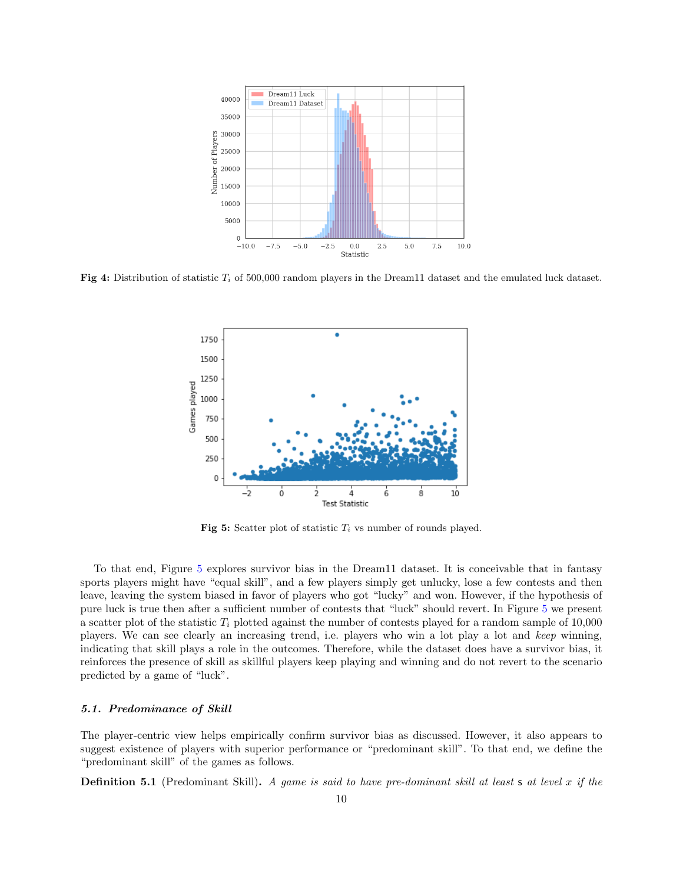**Fig 4:** Distribution of statistic $T_i$ of 500,000 random players in the Dream11 dataset and the emulated luck dataset.

**Fig 5:** Scatter plot of statistic $T_i$ vs number of rounds played.

To that end, Figure 5 explores survivor bias in the Dream11 dataset. It is conceivable that in fantasy sports players might have "equal skill", and a few players simply get unlucky, lose a few contests and then leave, leaving the system biased in favor of players who got "lucky" and won. However, if the hypothesis of pure luck is true then after a sufficient number of contests that "luck" should revert. In Figure 5 we present a scatter plot of the statistic $T_i$ plotted against the number of contests played for a random sample of 10,000 players. We can see clearly an increasing trend, i.e. players who win a lot play a lot and *keep* winning, indicating that skill plays a role in the outcomes. Therefore, while the dataset does have a survivor bias, it reinforces the presence of skill as skillful players keep playing and winning and do not revert to the scenario predicted by a game of "luck".

### *5.1. Predominance of Skill*

The player-centric view helps empirically confirm survivor bias as discussed. However, it also appears to suggest existence of players with superior performance or "predominant skill". To that end, we define the "predominant skill" of the games as follows.

**Definition 5.1** (Predominant Skill)**.** *A game is said to have pre-dominant skill at least* $\mathsf{s}$ *at level* $x$ *if the*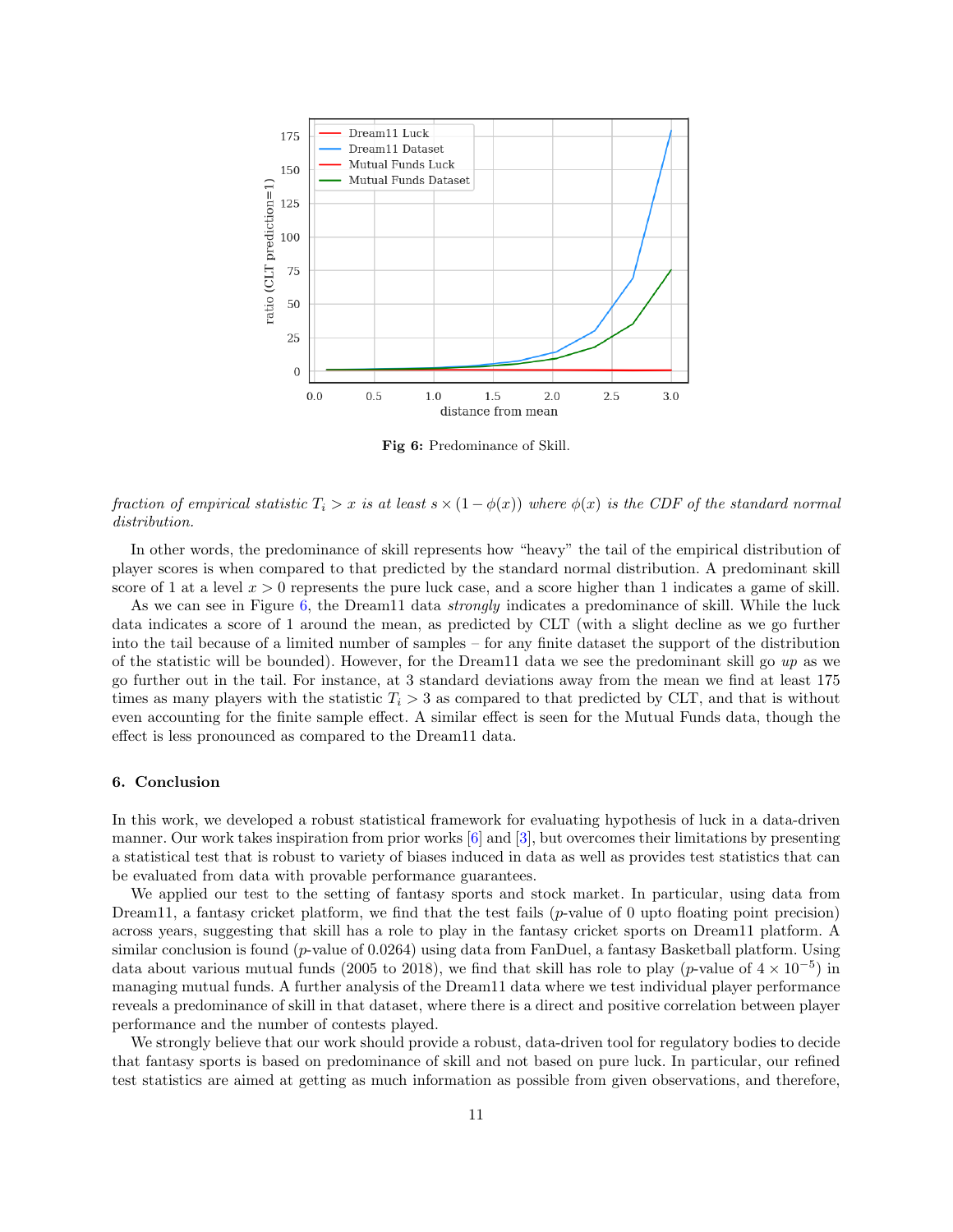**Fig 6:** Predominance of Skill.

*fraction of empirical statistic $T_i > x$ is at least $s \times (1 - \phi(x))$ where $\phi(x)$ is the CDF of the standard normal distribution.*

In other words, the predominance of skill represents how "heavy" the tail of the empirical distribution of player scores is when compared to that predicted by the standard normal distribution. A predominant skill score of 1 at a level $x > 0$ represents the pure luck case, and a score higher than 1 indicates a game of skill.

As we can see in Figure 6, the Dream11 data *strongly* indicates a predominance of skill. While the luck data indicates a score of 1 around the mean, as predicted by CLT (with a slight decline as we go further into the tail because of a limited number of samples – for any finite dataset the support of the distribution of the statistic will be bounded). However, for the Dream11 data we see the predominant skill go *up* as we go further out in the tail. For instance, at 3 standard deviations away from the mean we find at least 175 times as many players with the statistic $T_i > 3$ as compared to that predicted by CLT, and that is without even accounting for the finite sample effect. A similar effect is seen for the Mutual Funds data, though the effect is less pronounced as compared to the Dream11 data.

## 6. Conclusion

In this work, we developed a robust statistical framework for evaluating hypothesis of luck in a data-driven manner. Our work takes inspiration from prior works [6] and [3], but overcomes their limitations by presenting a statistical test that is robust to variety of biases induced in data as well as provides test statistics that can be evaluated from data with provable performance guarantees.

We applied our test to the setting of fantasy sports and stock market. In particular, using data from Dream11, a fantasy cricket platform, we find that the test fails ($p$-value of 0 upto floating point precision) across years, suggesting that skill has a role to play in the fantasy cricket sports on Dream11 platform. A similar conclusion is found ($p$-value of 0.0264) using data from FanDuel, a fantasy Basketball platform. Using data about various mutual funds (2005 to 2018), we find that skill has role to play ($p$-value of $4 \times 10^{-5}$) in managing mutual funds. A further analysis of the Dream11 data where we test individual player performance reveals a predominance of skill in that dataset, where there is a direct and positive correlation between player performance and the number of contests played.

We strongly believe that our work should provide a robust, data-driven tool for regulatory bodies to decide that fantasy sports is based on predominance of skill and not based on pure luck. In particular, our refined test statistics are aimed at getting as much information as possible from given observations, and therefore,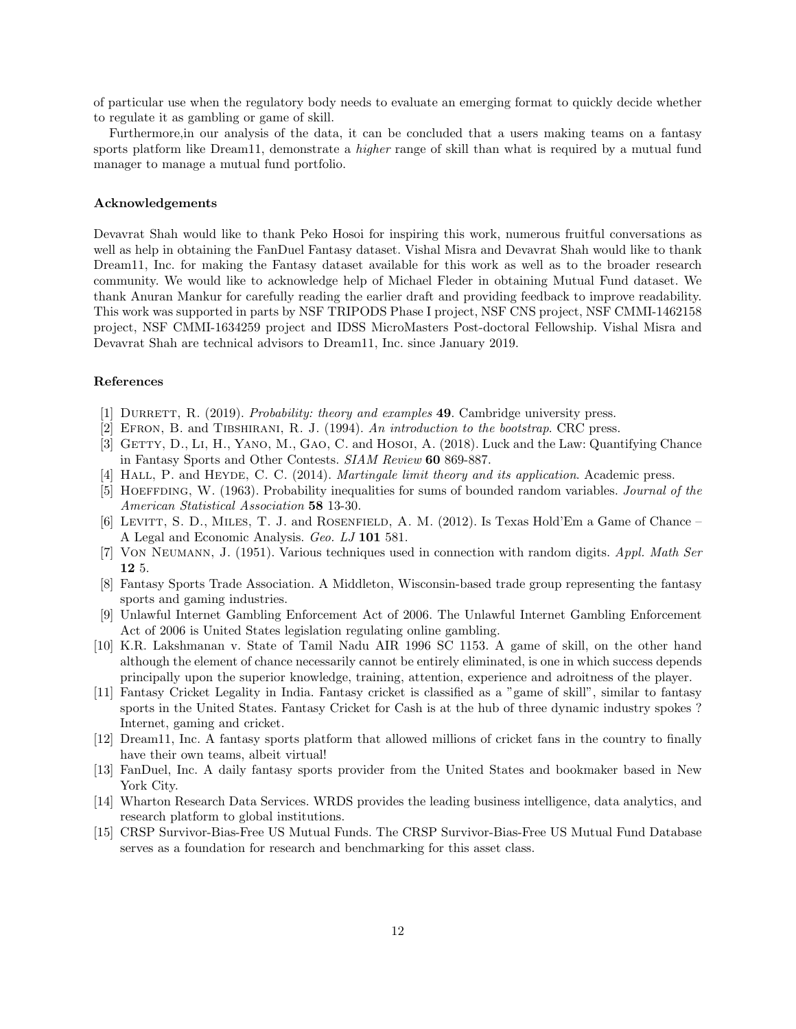of particular use when the regulatory body needs to evaluate an emerging format to quickly decide whether to regulate it as gambling or game of skill.

Furthermore,in our analysis of the data, it can be concluded that a users making teams on a fantasy sports platform like Dream11, demonstrate a *higher* range of skill than what is required by a mutual fund manager to manage a mutual fund portfolio.

### Acknowledgements

Devavrat Shah would like to thank Peko Hosoi for inspiring this work, numerous fruitful conversations as well as help in obtaining the FanDuel Fantasy dataset. Vishal Misra and Devavrat Shah would like to thank Dream11, Inc. for making the Fantasy dataset available for this work as well as to the broader research community. We would like to acknowledge help of Michael Fleder in obtaining Mutual Fund dataset. We thank Anuran Mankur for carefully reading the earlier draft and providing feedback to improve readability. This work was supported in parts by NSF TRIPODS Phase I project, NSF CNS project, NSF CMMI-1462158 project, NSF CMMI-1634259 project and IDSS MicroMasters Post-doctoral Fellowship. Vishal Misra and Devavrat Shah are technical advisors to Dream11, Inc. since January 2019.

### References

[1] Durrett, R. (2019). *Probability: theory and examples* **49**. Cambridge university press.

[2] Efron, B. and Tibshirani, R. J. (1994). *An introduction to the bootstrap*. CRC press.

[3] Getty, D., Li, H., Yano, M., Gao, C. and Hosoi, A. (2018). Luck and the Law: Quantifying Chance in Fantasy Sports and Other Contests. *SIAM Review* **60** 869-887.

[4] Hall, P. and Heyde, C. C. (2014). *Martingale limit theory and its application*. Academic press.

[5] Hoeffding, W. (1963). Probability inequalities for sums of bounded random variables. *Journal of the American Statistical Association* **58** 13-30.

[6] Levitt, S. D., Miles, T. J. and Rosenfield, A. M. (2012). Is Texas Hold'Em a Game of Chance – A Legal and Economic Analysis. *Geo. LJ* **101** 581.

[7] Von Neumann, J. (1951). Various techniques used in connection with random digits. *Appl. Math Ser* **12** 5.

[8] Fantasy Sports Trade Association. A Middleton, Wisconsin-based trade group representing the fantasy sports and gaming industries.

[9] Unlawful Internet Gambling Enforcement Act of 2006. The Unlawful Internet Gambling Enforcement Act of 2006 is United States legislation regulating online gambling.

[10] K.R. Lakshmanan v. State of Tamil Nadu AIR 1996 SC 1153. A game of skill, on the other hand although the element of chance necessarily cannot be entirely eliminated, is one in which success depends principally upon the superior knowledge, training, attention, experience and adroitness of the player.

[11] Fantasy Cricket Legality in India. Fantasy cricket is classified as a "game of skill", similar to fantasy sports in the United States. Fantasy Cricket for Cash is at the hub of three dynamic industry spokes ? Internet, gaming and cricket.

[12] Dream11, Inc. A fantasy sports platform that allowed millions of cricket fans in the country to finally have their own teams, albeit virtual!

[13] FanDuel, Inc. A daily fantasy sports provider from the United States and bookmaker based in New York City.

[14] Wharton Research Data Services. WRDS provides the leading business intelligence, data analytics, and research platform to global institutions.

[15] CRSP Survivor-Bias-Free US Mutual Funds. The CRSP Survivor-Bias-Free US Mutual Fund Database serves as a foundation for research and benchmarking for this asset class.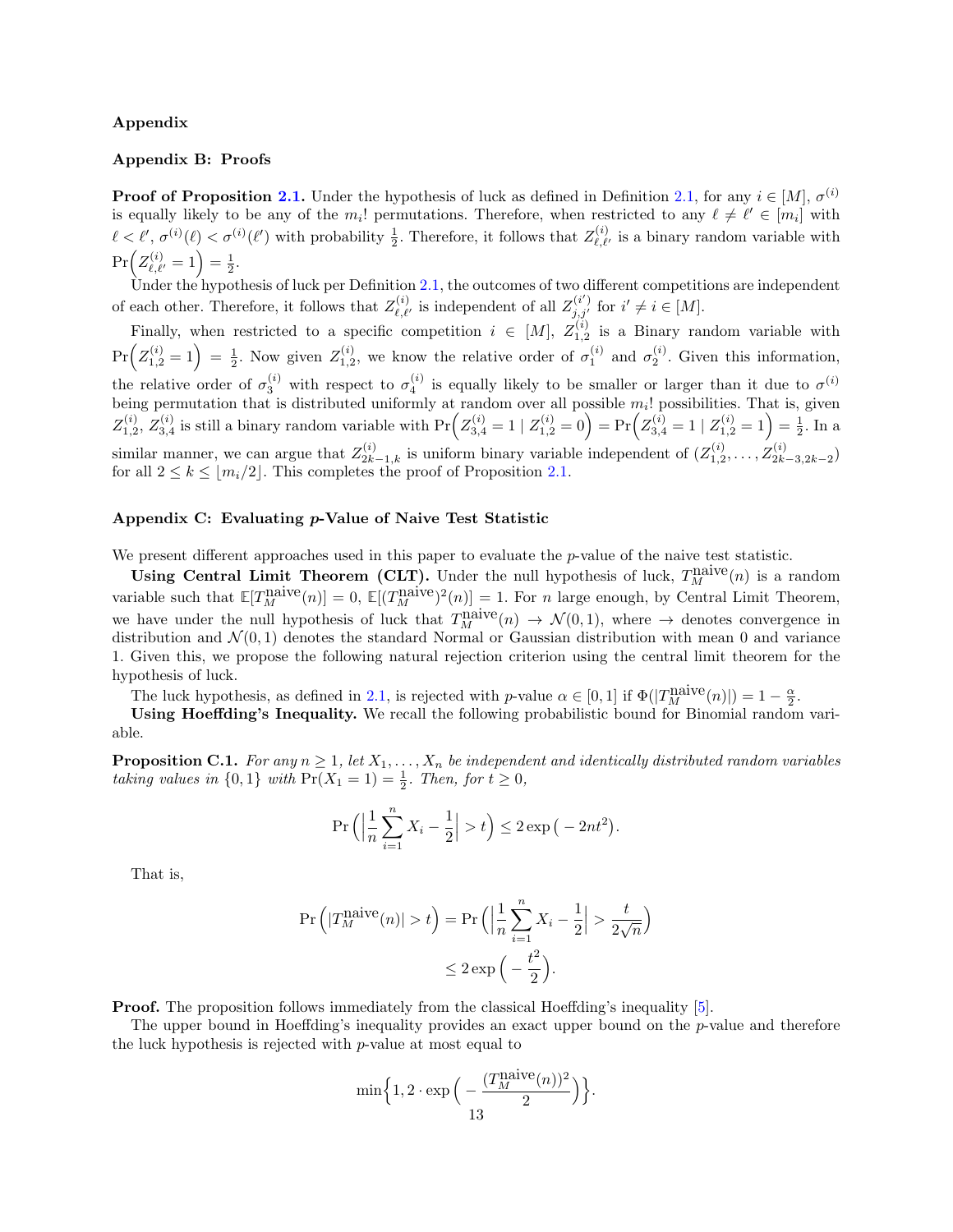## Appendix

### Appendix B: Proofs

**Proof of Proposition 2.1.** Under the hypothesis of luck as defined in Definition 2.1, for any $i \in [M]$, $\sigma^{(i)}$ is equally likely to be any of the $m_i!$ permutations. Therefore, when restricted to any $\ell \neq \ell' \in [m_i]$ with $\ell < \ell'$, $\sigma^{(i)}(\ell) < \sigma^{(i)}(\ell')$ with probability $\frac{1}{2}$. Therefore, it follows that $Z^{(i)}_{\ell,\ell'}$ is a binary random variable with $\Pr\Big(Z^{(i)}_{\ell,\ell'} = 1\Big) = \frac{1}{2}$.

Under the hypothesis of luck per Definition 2.1, the outcomes of two different competitions are independent of each other. Therefore, it follows that $Z^{(i)}_{\ell,\ell'}$ is independent of all $Z^{(i')}_{j,j'}$ for $i' \neq i \in [M]$.

Finally, when restricted to a specific competition $i \in [M]$, $Z^{(i)}_{1,2}$ is a Binary random variable with $\Pr\Big(Z^{(i)}_{1,2} = 1\Big) = \frac{1}{2}$. Now given $Z^{(i)}_{1,2}$, we know the relative order of $\sigma^{(i)}_1$ and $\sigma^{(i)}_2$. Given this information, the relative order of $\sigma^{(i)}_3$ with respect to $\sigma^{(i)}_4$ is equally likely to be smaller or larger than it due to $\sigma^{(i)}$ being permutation that is distributed uniformly at random over all possible $m_i!$ possibilities. That is, given $Z^{(i)}_{1,2}$, $Z^{(i)}_{3,4}$ is still a binary random variable with $\Pr\Big(Z^{(i)}_{3,4} = 1 \mid Z^{(i)}_{1,2} = 0\Big) = \Pr\Big(Z^{(i)}_{3,4} = 1 \mid Z^{(i)}_{1,2} = 1\Big) = \frac{1}{2}$. In a similar manner, we can argue that $Z^{(i)}_{2k-1,k}$ is uniform binary variable independent of $(Z^{(i)}_{1,2}, \dots, Z^{(i)}_{2k-3,2k-2})$ for all $2 \leq k \leq \lfloor m_i/2 \rfloor$. This completes the proof of Proposition 2.1.

### Appendix C: Evaluating $p$-Value of Naive Test Statistic

We present different approaches used in this paper to evaluate the $p$-value of the naive test statistic.

**Using Central Limit Theorem (CLT).** Under the null hypothesis of luck, $T^{\text{naive}}_M(n)$ is a random variable such that $\mathbb{E}[T^{\text{naive}}_M(n)] = 0$, $\mathbb{E}[(T^{\text{naive}}_M)^2(n)] = 1$. For $n$ large enough, by Central Limit Theorem, we have under the null hypothesis of luck that $T^{\text{naive}}_M(n) \to \mathcal{N}(0,1)$, where $\to$ denotes convergence in distribution and $\mathcal{N}(0,1)$ denotes the standard Normal or Gaussian distribution with mean 0 and variance 1. Given this, we propose the following natural rejection criterion using the central limit theorem for the hypothesis of luck.

The luck hypothesis, as defined in 2.1, is rejected with $p$-value $\alpha \in [0,1]$ if $\Phi(|T^{\text{naive}}_M(n)|) = 1 - \frac{\alpha}{2}$.

**Using Hoeffding's Inequality.** We recall the following probabilistic bound for Binomial random variable.

**Proposition C.1.** *For any $n \geq 1$, let $X_1, \dots, X_n$ be independent and identically distributed random variables taking values in $\{0,1\}$ with $\Pr(X_1 = 1) = \frac{1}{2}$. Then, for $t \geq 0$,*

$$\Pr\Big(\Big|\frac{1}{n}\sum_{i=1}^{n} X_i - \frac{1}{2}\Big| > t\Big) \leq 2\exp\big(-2nt^2\big).$$

That is,

$$\Pr\Big(|T^{\text{naive}}_M(n)| > t\Big) = \Pr\Big(\Big|\frac{1}{n}\sum_{i=1}^{n} X_i - \frac{1}{2}\Big| > \frac{t}{2\sqrt{n}}\Big) \leq 2\exp\Big(-\frac{t^2}{2}\Big).$$

**Proof.** The proposition follows immediately from the classical Hoeffding's inequality [5].

The upper bound in Hoeffding's inequality provides an exact upper bound on the $p$-value and therefore the luck hypothesis is rejected with $p$-value at most equal to

$$\min\Big\{1, 2 \cdot \exp\Big(-\frac{(T^{\text{naive}}_M(n))^2}{2}\Big)\Big\}.$$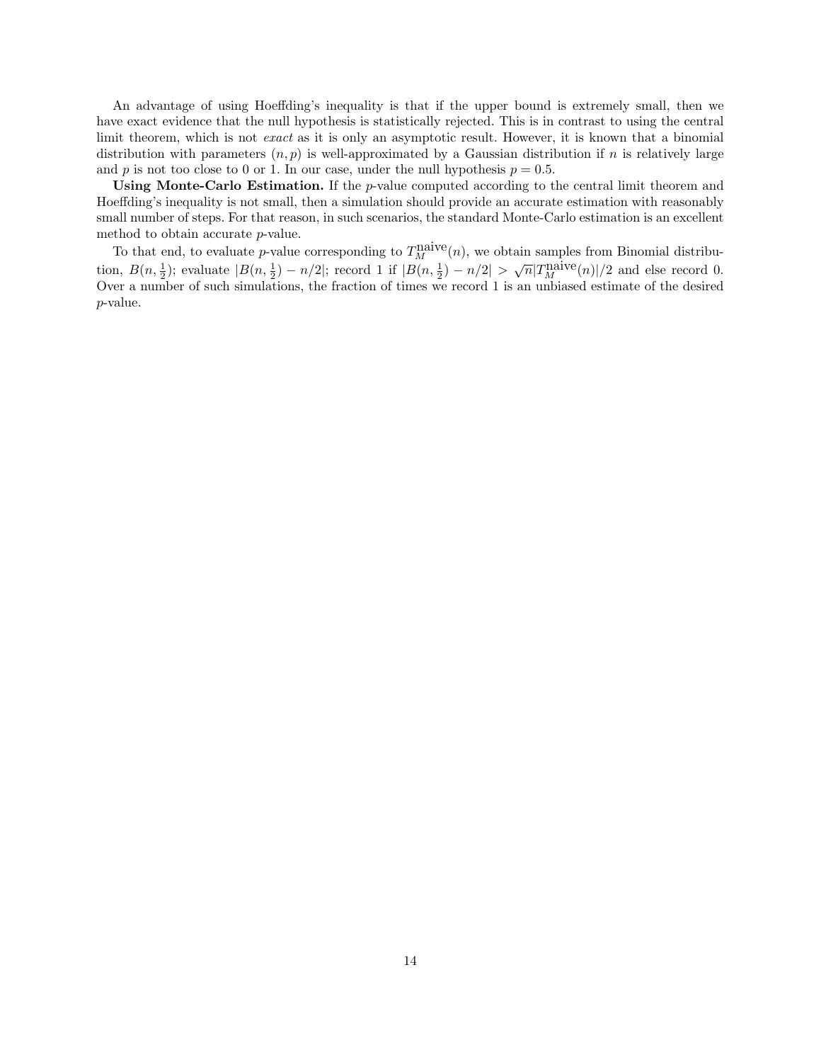An advantage of using Hoeffding's inequality is that if the upper bound is extremely small, then we have exact evidence that the null hypothesis is statistically rejected. This is in contrast to using the central limit theorem, which is not *exact* as it is only an asymptotic result. However, it is known that a binomial distribution with parameters $(n, p)$ is well-approximated by a Gaussian distribution if $n$ is relatively large and $p$ is not too close to 0 or 1. In our case, under the null hypothesis $p = 0.5$.

**Using Monte-Carlo Estimation.** If the $p$-value computed according to the central limit theorem and Hoeffding's inequality is not small, then a simulation should provide an accurate estimation with reasonably small number of steps. For that reason, in such scenarios, the standard Monte-Carlo estimation is an excellent method to obtain accurate $p$-value.

To that end, to evaluate $p$-value corresponding to $T_M^{\text{naive}}(n)$, we obtain samples from Binomial distribution, $B(n, \frac{1}{2})$; evaluate $|B(n, \frac{1}{2}) - n/2|$; record 1 if $|B(n, \frac{1}{2}) - n/2| > \sqrt{n}|T_M^{\text{naive}}(n)|/2$ and else record 0. Over a number of such simulations, the fraction of times we record 1 is an unbiased estimate of the desired $p$-value.